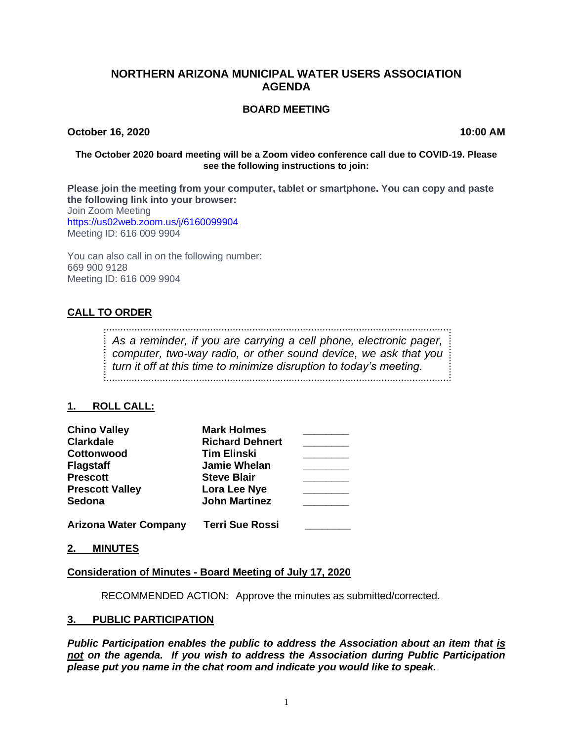# NORTHERN ARIZONA MUNICIPAL WATER USERS ASSOCIATION AGENDA

## BOARD MEETING

**October 16, 2020** **10:00 AM**

**The October 2020 board meeting will be a Zoom video conference call due to COVID-19. Please see the following instructions to join:**

**Please join the meeting from your computer, tablet or smartphone. You can copy and paste the following link into your browser:**
Join Zoom Meeting
https://us02web.zoom.us/j/6160099904
Meeting ID: 616 009 9904

You can also call in on the following number:
669 900 9128
Meeting ID: 616 009 9904

## CALL TO ORDER

> *As a reminder, if you are carrying a cell phone, electronic pager, computer, two-way radio, or other sound device, we ask that you turn it off at this time to minimize disruption to today's meeting.*

## 1. ROLL CALL:

| | | |
|---|---|---|
| **Chino Valley** | **Mark Holmes** | ________ |
| **Clarkdale** | **Richard Dehnert** | ________ |
| **Cottonwood** | **Tim Elinski** | ________ |
| **Flagstaff** | **Jamie Whelan** | ________ |
| **Prescott** | **Steve Blair** | ________ |
| **Prescott Valley** | **Lora Lee Nye** | ________ |
| **Sedona** | **John Martinez** | ________ |
| **Arizona Water Company** | **Terri Sue Rossi** | ________ |

## 2. MINUTES

**Consideration of Minutes - Board Meeting of July 17, 2020**

RECOMMENDED ACTION: Approve the minutes as submitted/corrected.

## 3. PUBLIC PARTICIPATION

***Public Participation enables the public to address the Association about an item that is not on the agenda. If you wish to address the Association during Public Participation please put you name in the chat room and indicate you would like to speak.***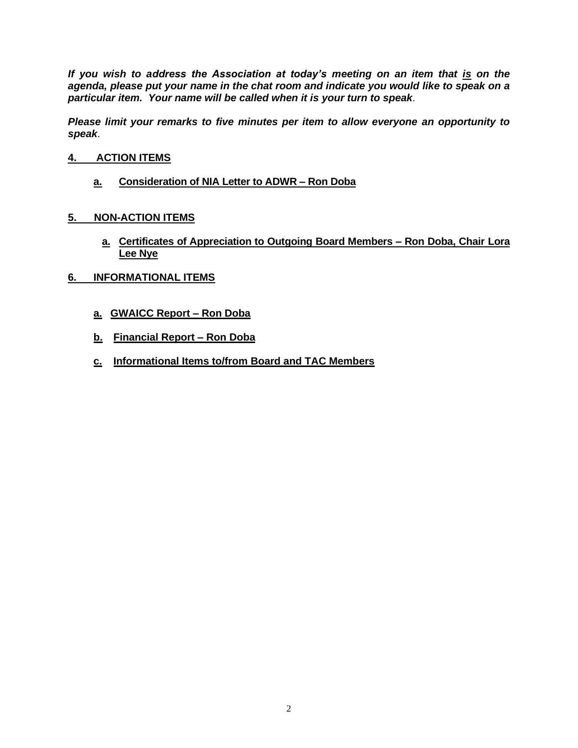***If you wish to address the Association at today's meeting on an item that is on the agenda, please put your name in the chat room and indicate you would like to speak on a particular item. Your name will be called when it is your turn to speak***.

***Please limit your remarks to five minutes per item to allow everyone an opportunity to speak***.

**4. ACTION ITEMS**

**a. Consideration of NIA Letter to ADWR – Ron Doba**

**5. NON-ACTION ITEMS**

**a. Certificates of Appreciation to Outgoing Board Members – Ron Doba, Chair Lora Lee Nye**

**6. INFORMATIONAL ITEMS**

**a. GWAICC Report – Ron Doba**

**b. Financial Report – Ron Doba**

**c. Informational Items to/from Board and TAC Members**